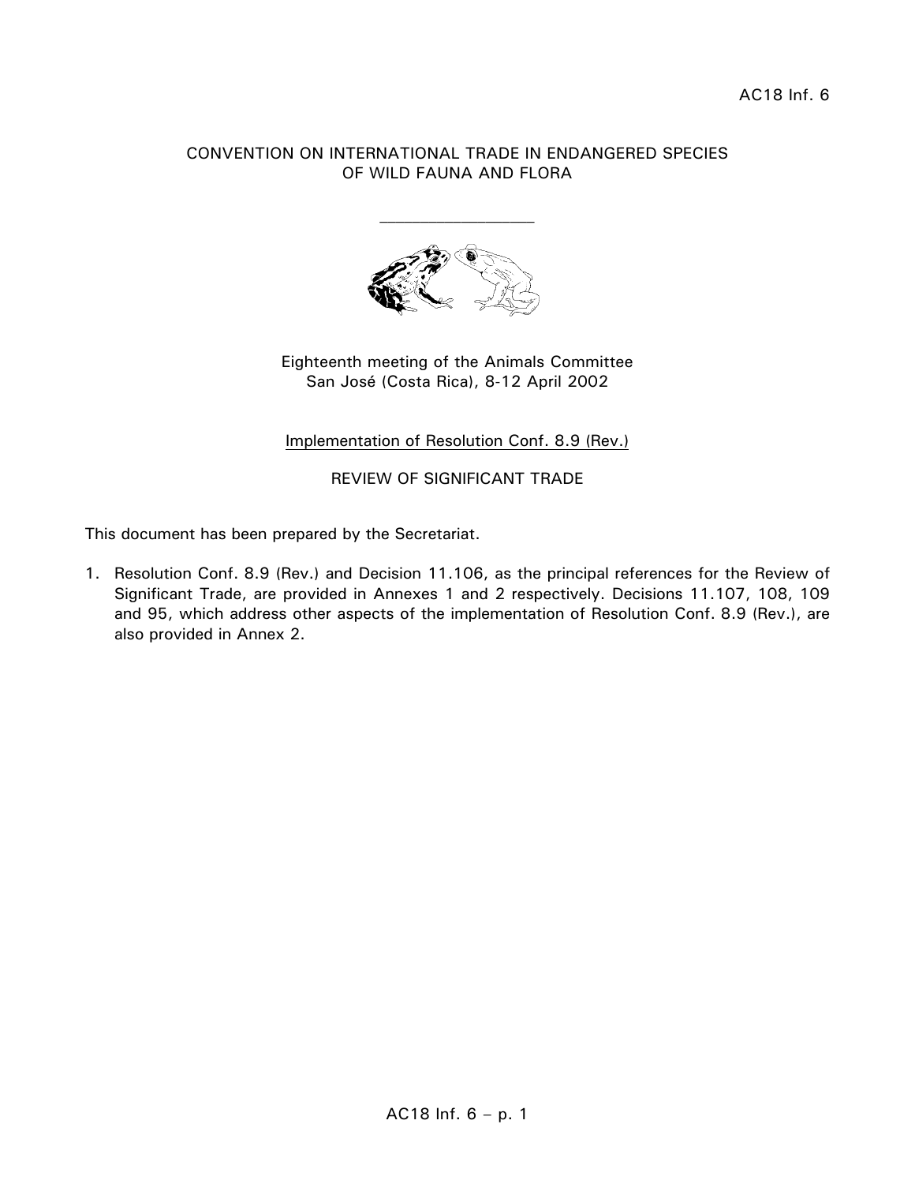AC18 Inf. 6

CONVENTION ON INTERNATIONAL TRADE IN ENDANGERED SPECIES OF WILD FAUNA AND FLORA

---

Eighteenth meeting of the Animals Committee
San José (Costa Rica), 8-12 April 2002

Implementation of Resolution Conf. 8.9 (Rev.)

REVIEW OF SIGNIFICANT TRADE

This document has been prepared by the Secretariat.

1. Resolution Conf. 8.9 (Rev.) and Decision 11.106, as the principal references for the Review of Significant Trade, are provided in Annexes 1 and 2 respectively. Decisions 11.107, 108, 109 and 95, which address other aspects of the implementation of Resolution Conf. 8.9 (Rev.), are also provided in Annex 2.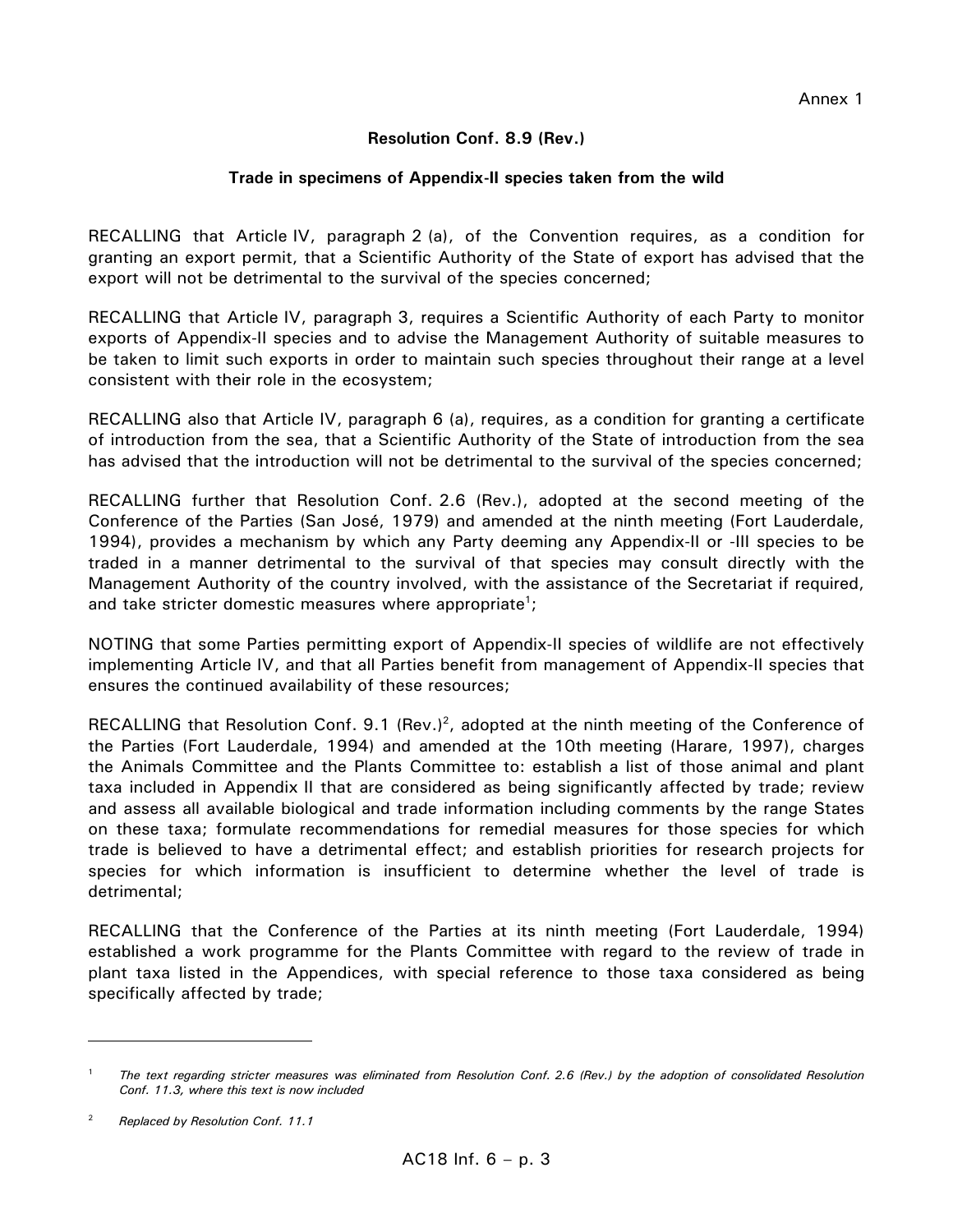Annex 1

**Resolution Conf. 8.9 (Rev.)**

**Trade in specimens of Appendix-II species taken from the wild**

RECALLING that Article IV, paragraph 2 (a), of the Convention requires, as a condition for granting an export permit, that a Scientific Authority of the State of export has advised that the export will not be detrimental to the survival of the species concerned;

RECALLING that Article IV, paragraph 3, requires a Scientific Authority of each Party to monitor exports of Appendix-II species and to advise the Management Authority of suitable measures to be taken to limit such exports in order to maintain such species throughout their range at a level consistent with their role in the ecosystem;

RECALLING also that Article IV, paragraph 6 (a), requires, as a condition for granting a certificate of introduction from the sea, that a Scientific Authority of the State of introduction from the sea has advised that the introduction will not be detrimental to the survival of the species concerned;

RECALLING further that Resolution Conf. 2.6 (Rev.), adopted at the second meeting of the Conference of the Parties (San José, 1979) and amended at the ninth meeting (Fort Lauderdale, 1994), provides a mechanism by which any Party deeming any Appendix-II or -III species to be traded in a manner detrimental to the survival of that species may consult directly with the Management Authority of the country involved, with the assistance of the Secretariat if required, and take stricter domestic measures where appropriate[1];

NOTING that some Parties permitting export of Appendix-II species of wildlife are not effectively implementing Article IV, and that all Parties benefit from management of Appendix-II species that ensures the continued availability of these resources;

RECALLING that Resolution Conf. 9.1 (Rev.)[2], adopted at the ninth meeting of the Conference of the Parties (Fort Lauderdale, 1994) and amended at the 10th meeting (Harare, 1997), charges the Animals Committee and the Plants Committee to: establish a list of those animal and plant taxa included in Appendix II that are considered as being significantly affected by trade; review and assess all available biological and trade information including comments by the range States on these taxa; formulate recommendations for remedial measures for those species for which trade is believed to have a detrimental effect; and establish priorities for research projects for species for which information is insufficient to determine whether the level of trade is detrimental;

RECALLING that the Conference of the Parties at its ninth meeting (Fort Lauderdale, 1994) established a work programme for the Plants Committee with regard to the review of trade in plant taxa listed in the Appendices, with special reference to those taxa considered as being specifically affected by trade;

---

[1] *The text regarding stricter measures was eliminated from Resolution Conf. 2.6 (Rev.) by the adoption of consolidated Resolution Conf. 11.3, where this text is now included*

[2] *Replaced by Resolution Conf. 11.1*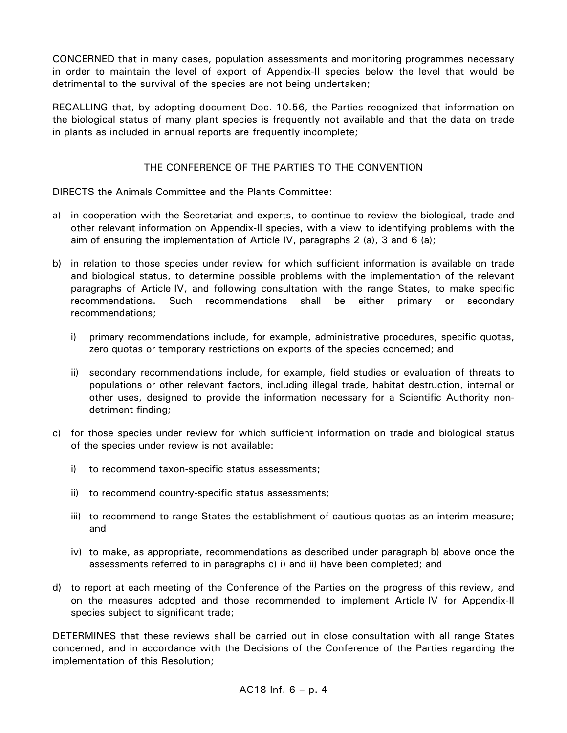CONCERNED that in many cases, population assessments and monitoring programmes necessary in order to maintain the level of export of Appendix-II species below the level that would be detrimental to the survival of the species are not being undertaken;

RECALLING that, by adopting document Doc. 10.56, the Parties recognized that information on the biological status of many plant species is frequently not available and that the data on trade in plants as included in annual reports are frequently incomplete;

THE CONFERENCE OF THE PARTIES TO THE CONVENTION

DIRECTS the Animals Committee and the Plants Committee:

a) in cooperation with the Secretariat and experts, to continue to review the biological, trade and other relevant information on Appendix-II species, with a view to identifying problems with the aim of ensuring the implementation of Article IV, paragraphs 2 (a), 3 and 6 (a);

b) in relation to those species under review for which sufficient information is available on trade and biological status, to determine possible problems with the implementation of the relevant paragraphs of Article IV, and following consultation with the range States, to make specific recommendations. Such recommendations shall be either primary or secondary recommendations;

   i) primary recommendations include, for example, administrative procedures, specific quotas, zero quotas or temporary restrictions on exports of the species concerned; and

   ii) secondary recommendations include, for example, field studies or evaluation of threats to populations or other relevant factors, including illegal trade, habitat destruction, internal or other uses, designed to provide the information necessary for a Scientific Authority non-detriment finding;

c) for those species under review for which sufficient information on trade and biological status of the species under review is not available:

   i) to recommend taxon-specific status assessments;

   ii) to recommend country-specific status assessments;

   iii) to recommend to range States the establishment of cautious quotas as an interim measure; and

   iv) to make, as appropriate, recommendations as described under paragraph b) above once the assessments referred to in paragraphs c) i) and ii) have been completed; and

d) to report at each meeting of the Conference of the Parties on the progress of this review, and on the measures adopted and those recommended to implement Article IV for Appendix-II species subject to significant trade;

DETERMINES that these reviews shall be carried out in close consultation with all range States concerned, and in accordance with the Decisions of the Conference of the Parties regarding the implementation of this Resolution;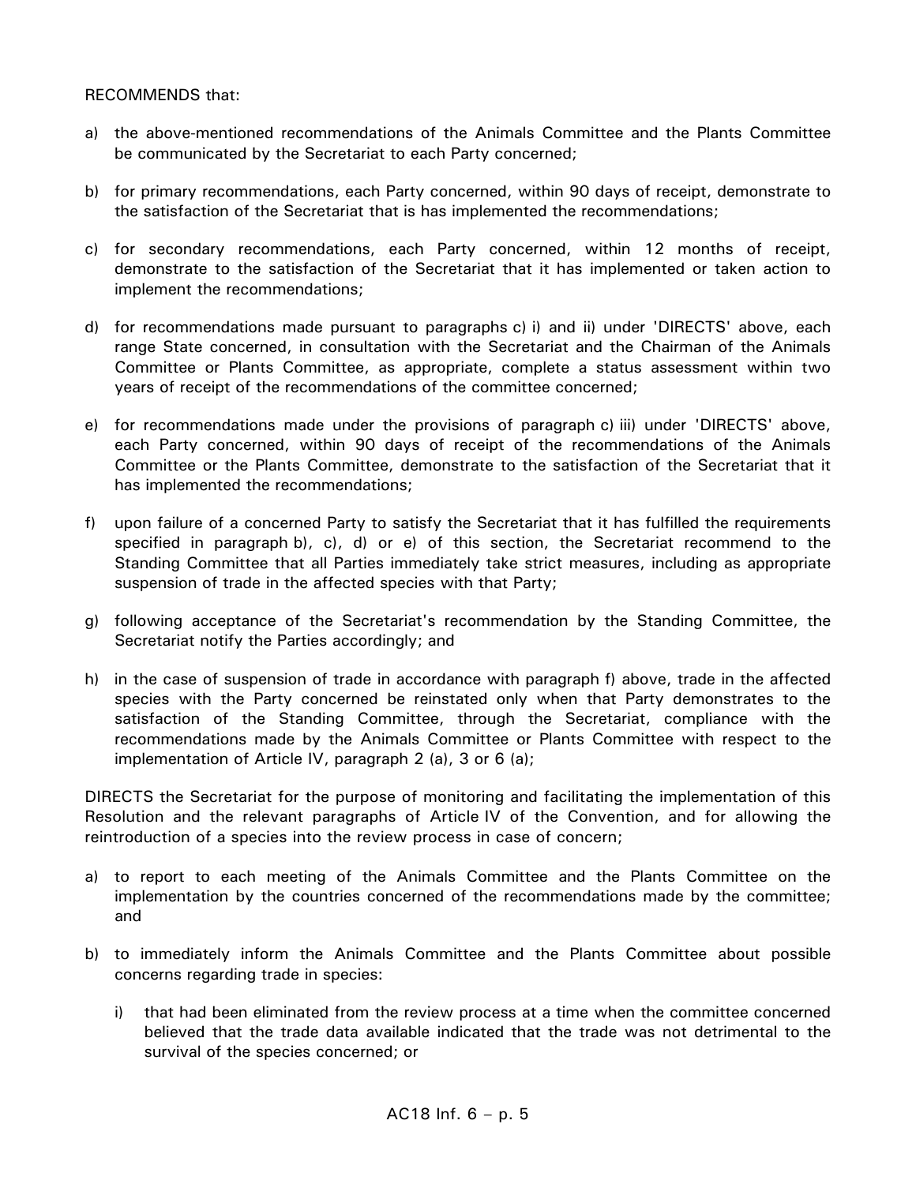RECOMMENDS that:

a) the above-mentioned recommendations of the Animals Committee and the Plants Committee be communicated by the Secretariat to each Party concerned;

b) for primary recommendations, each Party concerned, within 90 days of receipt, demonstrate to the satisfaction of the Secretariat that is has implemented the recommendations;

c) for secondary recommendations, each Party concerned, within 12 months of receipt, demonstrate to the satisfaction of the Secretariat that it has implemented or taken action to implement the recommendations;

d) for recommendations made pursuant to paragraphs c) i) and ii) under 'DIRECTS' above, each range State concerned, in consultation with the Secretariat and the Chairman of the Animals Committee or Plants Committee, as appropriate, complete a status assessment within two years of receipt of the recommendations of the committee concerned;

e) for recommendations made under the provisions of paragraph c) iii) under 'DIRECTS' above, each Party concerned, within 90 days of receipt of the recommendations of the Animals Committee or the Plants Committee, demonstrate to the satisfaction of the Secretariat that it has implemented the recommendations;

f) upon failure of a concerned Party to satisfy the Secretariat that it has fulfilled the requirements specified in paragraph b), c), d) or e) of this section, the Secretariat recommend to the Standing Committee that all Parties immediately take strict measures, including as appropriate suspension of trade in the affected species with that Party;

g) following acceptance of the Secretariat's recommendation by the Standing Committee, the Secretariat notify the Parties accordingly; and

h) in the case of suspension of trade in accordance with paragraph f) above, trade in the affected species with the Party concerned be reinstated only when that Party demonstrates to the satisfaction of the Standing Committee, through the Secretariat, compliance with the recommendations made by the Animals Committee or Plants Committee with respect to the implementation of Article IV, paragraph 2 (a), 3 or 6 (a);

DIRECTS the Secretariat for the purpose of monitoring and facilitating the implementation of this Resolution and the relevant paragraphs of Article IV of the Convention, and for allowing the reintroduction of a species into the review process in case of concern;

a) to report to each meeting of the Animals Committee and the Plants Committee on the implementation by the countries concerned of the recommendations made by the committee; and

b) to immediately inform the Animals Committee and the Plants Committee about possible concerns regarding trade in species:

   i) that had been eliminated from the review process at a time when the committee concerned believed that the trade data available indicated that the trade was not detrimental to the survival of the species concerned; or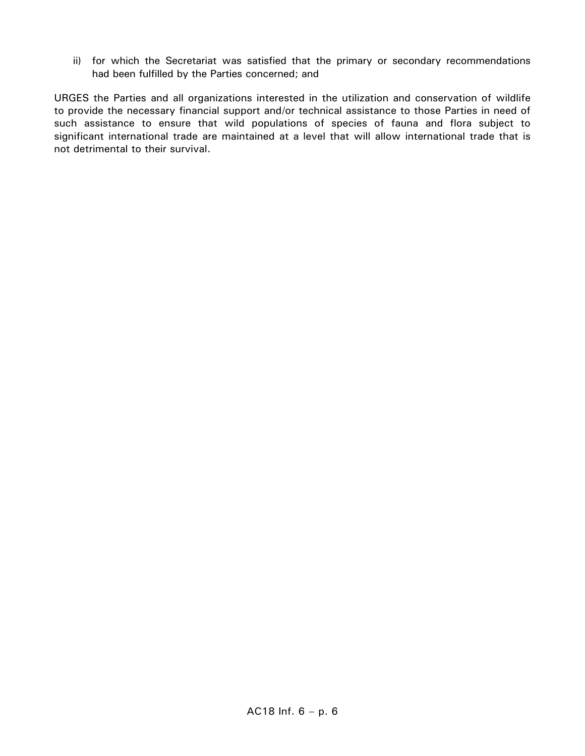ii) for which the Secretariat was satisfied that the primary or secondary recommendations had been fulfilled by the Parties concerned; and

URGES the Parties and all organizations interested in the utilization and conservation of wildlife to provide the necessary financial support and/or technical assistance to those Parties in need of such assistance to ensure that wild populations of species of fauna and flora subject to significant international trade are maintained at a level that will allow international trade that is not detrimental to their survival.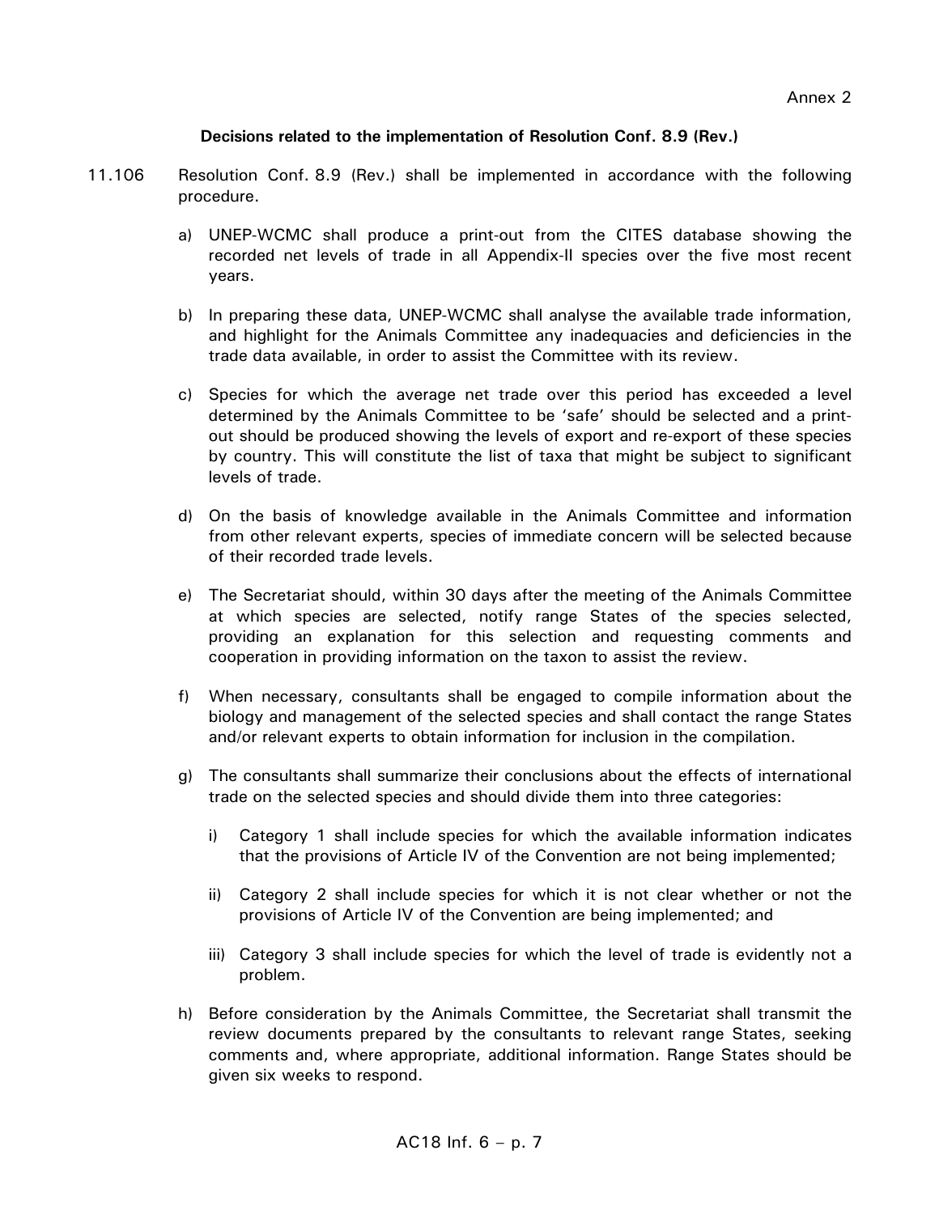Annex 2

**Decisions related to the implementation of Resolution Conf. 8.9 (Rev.)**

11.106 Resolution Conf. 8.9 (Rev.) shall be implemented in accordance with the following procedure.

a) UNEP-WCMC shall produce a print-out from the CITES database showing the recorded net levels of trade in all Appendix-II species over the five most recent years.

b) In preparing these data, UNEP-WCMC shall analyse the available trade information, and highlight for the Animals Committee any inadequacies and deficiencies in the trade data available, in order to assist the Committee with its review.

c) Species for which the average net trade over this period has exceeded a level determined by the Animals Committee to be 'safe' should be selected and a print-out should be produced showing the levels of export and re-export of these species by country. This will constitute the list of taxa that might be subject to significant levels of trade.

d) On the basis of knowledge available in the Animals Committee and information from other relevant experts, species of immediate concern will be selected because of their recorded trade levels.

e) The Secretariat should, within 30 days after the meeting of the Animals Committee at which species are selected, notify range States of the species selected, providing an explanation for this selection and requesting comments and cooperation in providing information on the taxon to assist the review.

f) When necessary, consultants shall be engaged to compile information about the biology and management of the selected species and shall contact the range States and/or relevant experts to obtain information for inclusion in the compilation.

g) The consultants shall summarize their conclusions about the effects of international trade on the selected species and should divide them into three categories:

   i) Category 1 shall include species for which the available information indicates that the provisions of Article IV of the Convention are not being implemented;

   ii) Category 2 shall include species for which it is not clear whether or not the provisions of Article IV of the Convention are being implemented; and

   iii) Category 3 shall include species for which the level of trade is evidently not a problem.

h) Before consideration by the Animals Committee, the Secretariat shall transmit the review documents prepared by the consultants to relevant range States, seeking comments and, where appropriate, additional information. Range States should be given six weeks to respond.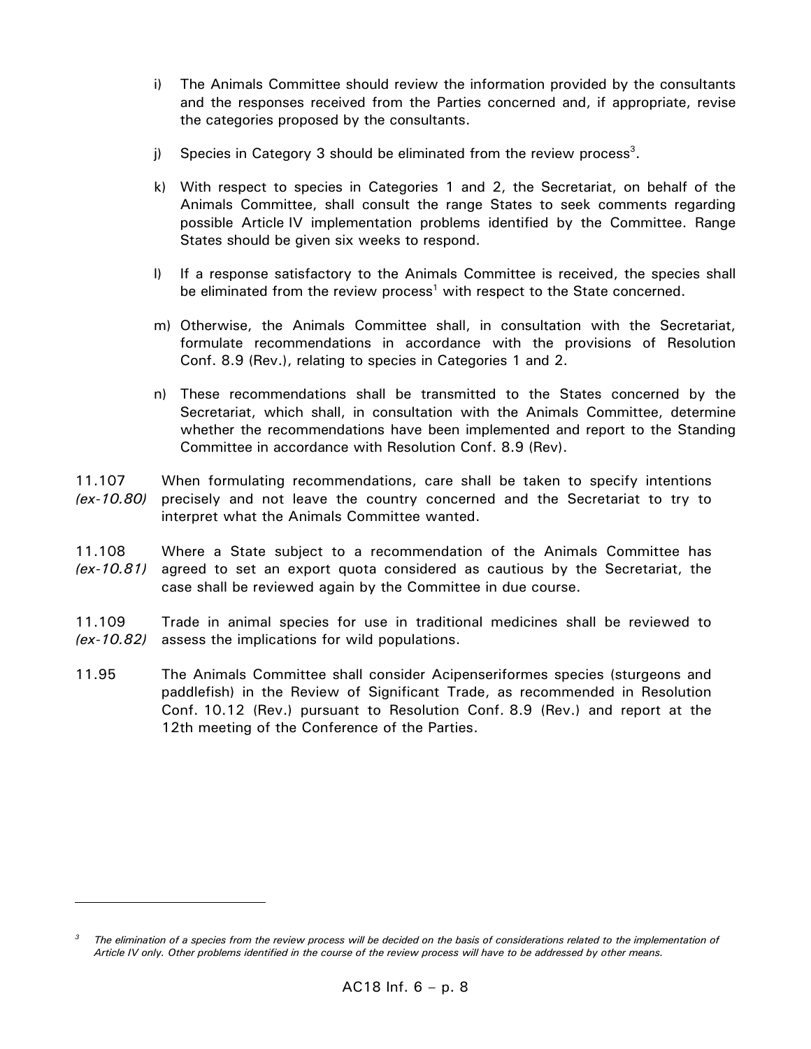i) The Animals Committee should review the information provided by the consultants and the responses received from the Parties concerned and, if appropriate, revise the categories proposed by the consultants.

j) Species in Category 3 should be eliminated from the review process[3].

k) With respect to species in Categories 1 and 2, the Secretariat, on behalf of the Animals Committee, shall consult the range States to seek comments regarding possible Article IV implementation problems identified by the Committee. Range States should be given six weeks to respond.

l) If a response satisfactory to the Animals Committee is received, the species shall be eliminated from the review process[1] with respect to the State concerned.

m) Otherwise, the Animals Committee shall, in consultation with the Secretariat, formulate recommendations in accordance with the provisions of Resolution Conf. 8.9 (Rev.), relating to species in Categories 1 and 2.

n) These recommendations shall be transmitted to the States concerned by the Secretariat, which shall, in consultation with the Animals Committee, determine whether the recommendations have been implemented and report to the Standing Committee in accordance with Resolution Conf. 8.9 (Rev).

11.107 *(ex-10.80)* When formulating recommendations, care shall be taken to specify intentions precisely and not leave the country concerned and the Secretariat to try to interpret what the Animals Committee wanted.

11.108 *(ex-10.81)* Where a State subject to a recommendation of the Animals Committee has agreed to set an export quota considered as cautious by the Secretariat, the case shall be reviewed again by the Committee in due course.

11.109 *(ex-10.82)* Trade in animal species for use in traditional medicines shall be reviewed to assess the implications for wild populations.

11.95 The Animals Committee shall consider Acipenseriformes species (sturgeons and paddlefish) in the Review of Significant Trade, as recommended in Resolution Conf. 10.12 (Rev.) pursuant to Resolution Conf. 8.9 (Rev.) and report at the 12th meeting of the Conference of the Parties.

---

[3] *The elimination of a species from the review process will be decided on the basis of considerations related to the implementation of Article IV only. Other problems identified in the course of the review process will have to be addressed by other means.*